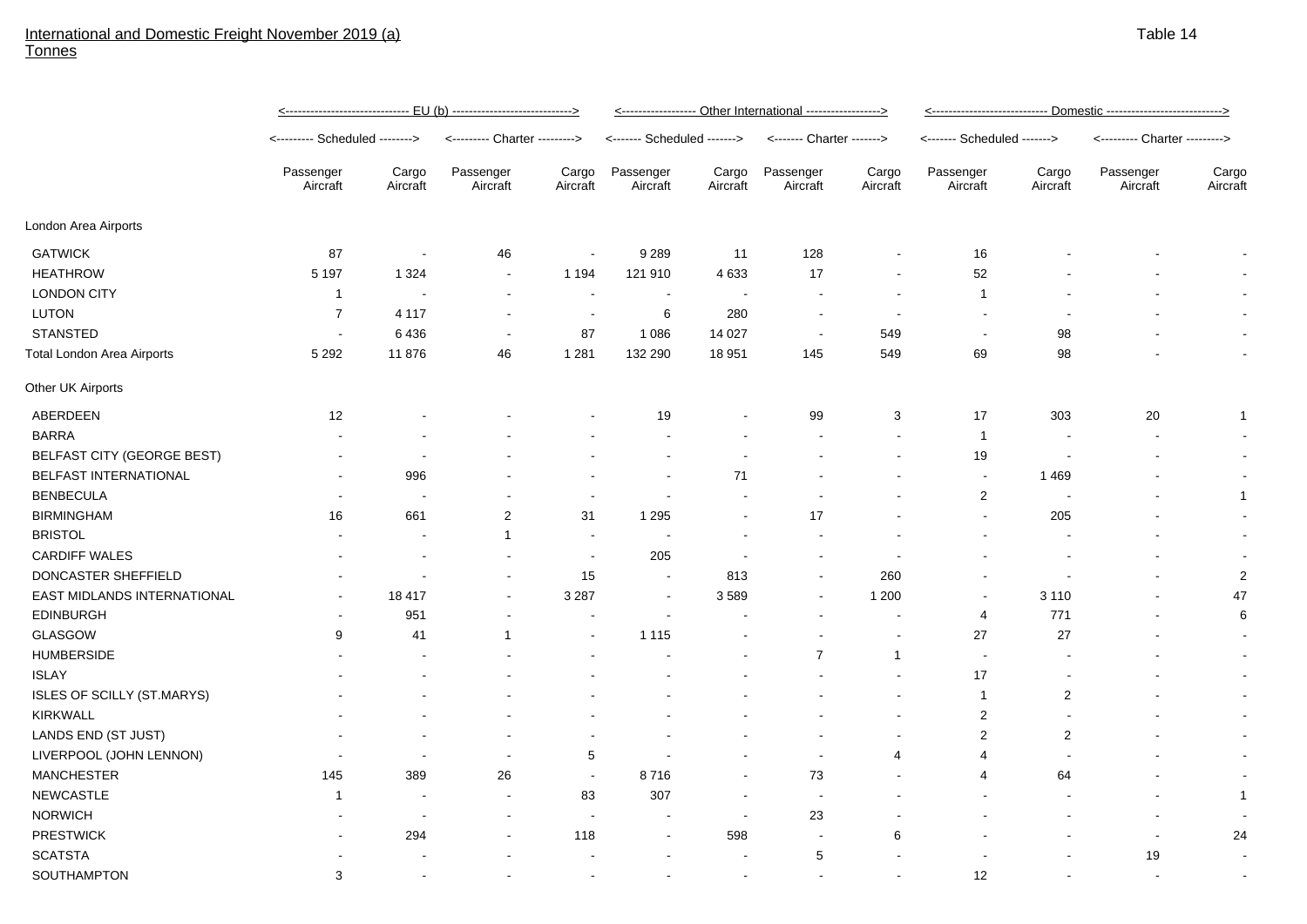International and Domestic Freight November 2019 (a)
Tonnes

Table 14

| | EU (b) | | | | Other International | | | | Domestic | | | |
|---|---|---|---|---|---|---|---|---|---|---|---|---|
| | Scheduled | | Charter | | Scheduled | | Charter | | Scheduled | | Charter | |
| | Passenger Aircraft | Cargo Aircraft | Passenger Aircraft | Cargo Aircraft | Passenger Aircraft | Cargo Aircraft | Passenger Aircraft | Cargo Aircraft | Passenger Aircraft | Cargo Aircraft | Passenger Aircraft | Cargo Aircraft |
| London Area Airports | | | | | | | | | | | | |
| GATWICK | 87 | - | 46 | - | 9 289 | 11 | 128 | - | 16 | - | - | - |
| HEATHROW | 5 197 | 1 324 | - | 1 194 | 121 910 | 4 633 | 17 | - | 52 | - | - | - |
| LONDON CITY | 1 | - | - | - | - | - | - | - | 1 | - | - | - |
| LUTON | 7 | 4 117 | - | - | 6 | 280 | - | - | - | - | - | - |
| STANSTED | - | 6 436 | - | 87 | 1 086 | 14 027 | - | 549 | - | 98 | - | - |
| Total London Area Airports | 5 292 | 11 876 | 46 | 1 281 | 132 290 | 18 951 | 145 | 549 | 69 | 98 | - | - |
| Other UK Airports | | | | | | | | | | | | |
| ABERDEEN | 12 | - | - | - | 19 | - | 99 | 3 | 17 | 303 | 20 | 1 |
| BARRA | - | - | - | - | - | - | - | - | 1 | - | - | - |
| BELFAST CITY (GEORGE BEST) | - | - | - | - | - | - | - | - | 19 | - | - | - |
| BELFAST INTERNATIONAL | - | 996 | - | - | - | 71 | - | - | - | 1 469 | - | - |
| BENBECULA | - | - | - | - | - | - | - | - | 2 | - | - | 1 |
| BIRMINGHAM | 16 | 661 | 2 | 31 | 1 295 | - | 17 | - | - | 205 | - | - |
| BRISTOL | - | - | 1 | - | - | - | - | - | - | - | - | - |
| CARDIFF WALES | - | - | - | - | 205 | - | - | - | - | - | - | - |
| DONCASTER SHEFFIELD | - | - | - | 15 | - | 813 | - | 260 | - | - | - | 2 |
| EAST MIDLANDS INTERNATIONAL | - | 18 417 | - | 3 287 | - | 3 589 | - | 1 200 | - | 3 110 | - | 47 |
| EDINBURGH | - | 951 | - | - | - | - | - | - | 4 | 771 | - | 6 |
| GLASGOW | 9 | 41 | 1 | - | 1 115 | - | - | - | 27 | 27 | - | - |
| HUMBERSIDE | - | - | - | - | - | - | 7 | 1 | - | - | - | - |
| ISLAY | - | - | - | - | - | - | - | - | 17 | - | - | - |
| ISLES OF SCILLY (ST.MARYS) | - | - | - | - | - | - | - | - | 1 | 2 | - | - |
| KIRKWALL | - | - | - | - | - | - | - | - | 2 | - | - | - |
| LANDS END (ST JUST) | - | - | - | - | - | - | - | - | 2 | 2 | - | - |
| LIVERPOOL (JOHN LENNON) | - | - | - | 5 | - | - | - | 4 | 4 | - | - | - |
| MANCHESTER | 145 | 389 | 26 | - | 8 716 | - | 73 | - | 4 | 64 | - | - |
| NEWCASTLE | 1 | - | - | 83 | 307 | - | - | - | - | - | - | 1 |
| NORWICH | - | - | - | - | - | - | 23 | - | - | - | - | - |
| PRESTWICK | - | 294 | - | 118 | - | 598 | - | 6 | - | - | - | 24 |
| SCATSTA | - | - | - | - | - | - | 5 | - | - | - | 19 | - |
| SOUTHAMPTON | 3 | - | - | - | - | - | - | - | 12 | - | - | - |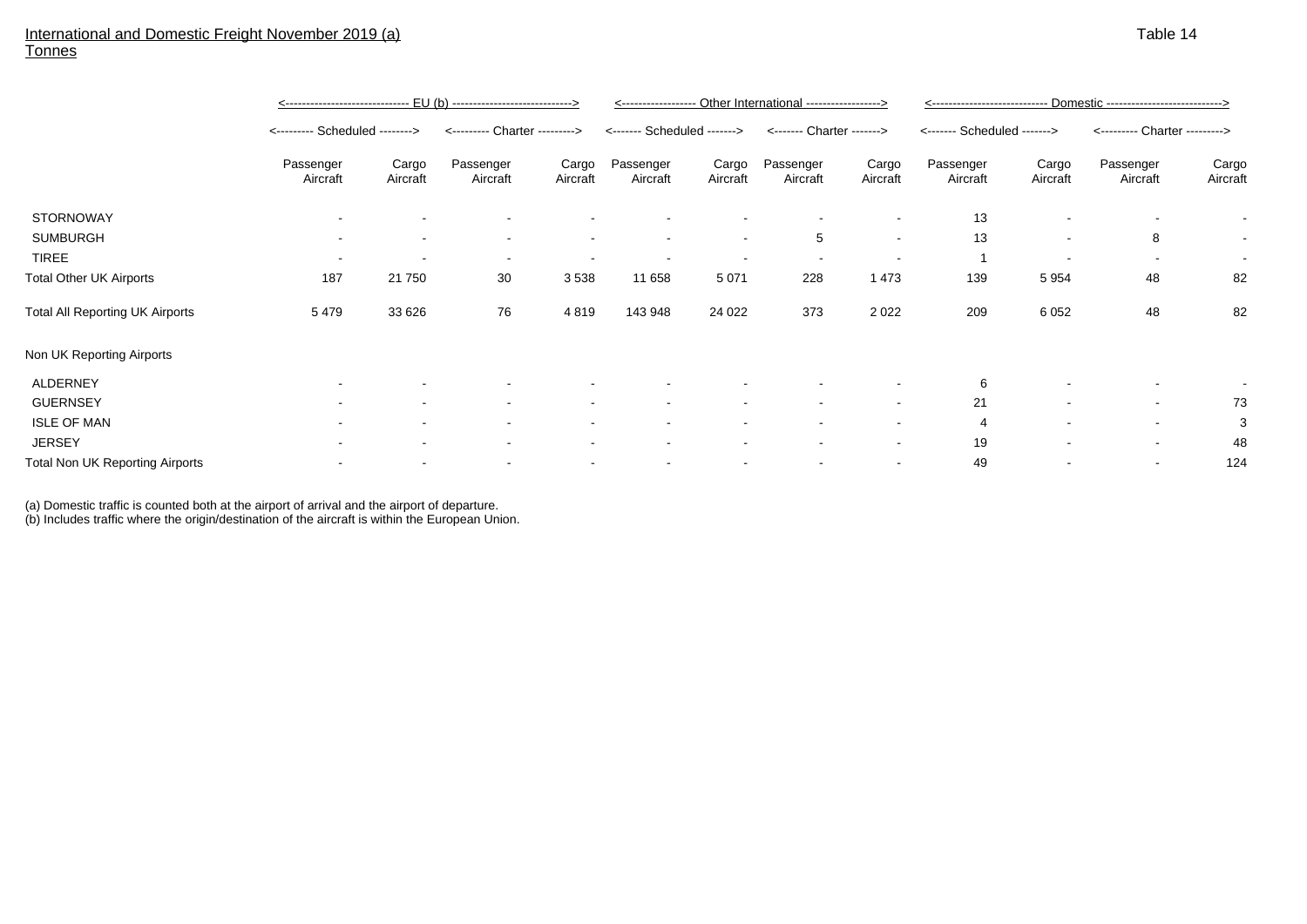International and Domestic Freight November 2019 (a)
Tonnes

Table 14

| | EU (b) | | | | Other International | | | | Domestic | | | |
|---|---|---|---|---|---|---|---|---|---|---|---|---|
| | Scheduled | | Charter | | Scheduled | | Charter | | Scheduled | | Charter | |
| | Passenger Aircraft | Cargo Aircraft | Passenger Aircraft | Cargo Aircraft | Passenger Aircraft | Cargo Aircraft | Passenger Aircraft | Cargo Aircraft | Passenger Aircraft | Cargo Aircraft | Passenger Aircraft | Cargo Aircraft |
| STORNOWAY | - | - | - | - | - | - | - | - | 13 | - | - | - |
| SUMBURGH | - | - | - | - | - | - | 5 | - | 13 | - | 8 | - |
| TIREE | - | - | - | - | - | - | - | - | 1 | - | - | - |
| Total Other UK Airports | 187 | 21 750 | 30 | 3 538 | 11 658 | 5 071 | 228 | 1 473 | 139 | 5 954 | 48 | 82 |
| Total All Reporting UK Airports | 5 479 | 33 626 | 76 | 4 819 | 143 948 | 24 022 | 373 | 2 022 | 209 | 6 052 | 48 | 82 |
| Non UK Reporting Airports | | | | | | | | | | | | |
| ALDERNEY | - | - | - | - | - | - | - | - | 6 | - | - | - |
| GUERNSEY | - | - | - | - | - | - | - | - | 21 | - | - | 73 |
| ISLE OF MAN | - | - | - | - | - | - | - | - | 4 | - | - | 3 |
| JERSEY | - | - | - | - | - | - | - | - | 19 | - | - | 48 |
| Total Non UK Reporting Airports | - | - | - | - | - | - | - | - | 49 | - | - | 124 |

(a) Domestic traffic is counted both at the airport of arrival and the airport of departure.
(b) Includes traffic where the origin/destination of the aircraft is within the European Union.